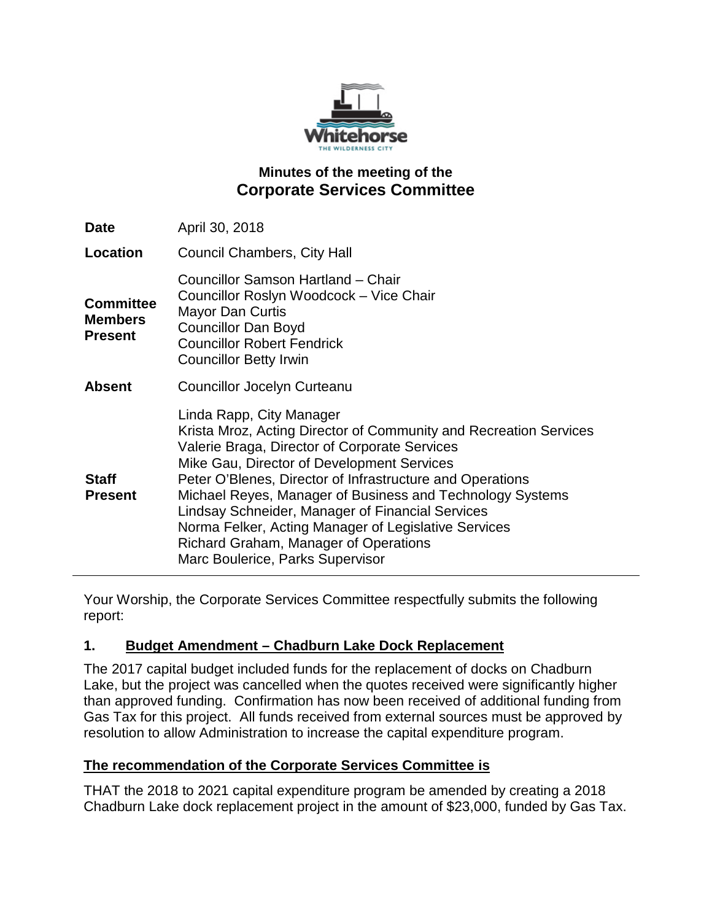# Minutes of the meeting of the
# Corporate Services Committee

| | |
|---|---|
| **Date** | April 30, 2018 |
| **Location** | Council Chambers, City Hall |
| **Committee Members Present** | Councillor Samson Hartland – Chair<br>Councillor Roslyn Woodcock – Vice Chair<br>Mayor Dan Curtis<br>Councillor Dan Boyd<br>Councillor Robert Fendrick<br>Councillor Betty Irwin |
| **Absent** | Councillor Jocelyn Curteanu |
| **Staff Present** | Linda Rapp, City Manager<br>Krista Mroz, Acting Director of Community and Recreation Services<br>Valerie Braga, Director of Corporate Services<br>Mike Gau, Director of Development Services<br>Peter O'Blenes, Director of Infrastructure and Operations<br>Michael Reyes, Manager of Business and Technology Systems<br>Lindsay Schneider, Manager of Financial Services<br>Norma Felker, Acting Manager of Legislative Services<br>Richard Graham, Manager of Operations<br>Marc Boulerice, Parks Supervisor |

---

Your Worship, the Corporate Services Committee respectfully submits the following report:

## 1. Budget Amendment – Chadburn Lake Dock Replacement

The 2017 capital budget included funds for the replacement of docks on Chadburn Lake, but the project was cancelled when the quotes received were significantly higher than approved funding. Confirmation has now been received of additional funding from Gas Tax for this project. All funds received from external sources must be approved by resolution to allow Administration to increase the capital expenditure program.

**The recommendation of the Corporate Services Committee is**

THAT the 2018 to 2021 capital expenditure program be amended by creating a 2018 Chadburn Lake dock replacement project in the amount of $23,000, funded by Gas Tax.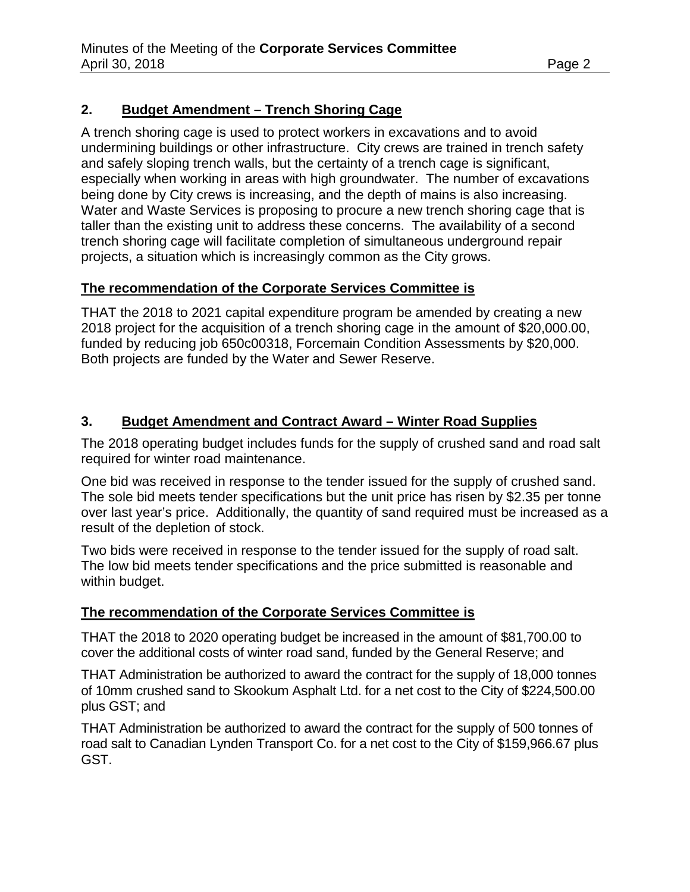## 2. Budget Amendment – Trench Shoring Cage

A trench shoring cage is used to protect workers in excavations and to avoid undermining buildings or other infrastructure. City crews are trained in trench safety and safely sloping trench walls, but the certainty of a trench cage is significant, especially when working in areas with high groundwater. The number of excavations being done by City crews is increasing, and the depth of mains is also increasing. Water and Waste Services is proposing to procure a new trench shoring cage that is taller than the existing unit to address these concerns. The availability of a second trench shoring cage will facilitate completion of simultaneous underground repair projects, a situation which is increasingly common as the City grows.

**The recommendation of the Corporate Services Committee is**

THAT the 2018 to 2021 capital expenditure program be amended by creating a new 2018 project for the acquisition of a trench shoring cage in the amount of $20,000.00, funded by reducing job 650c00318, Forcemain Condition Assessments by $20,000. Both projects are funded by the Water and Sewer Reserve.

## 3. Budget Amendment and Contract Award – Winter Road Supplies

The 2018 operating budget includes funds for the supply of crushed sand and road salt required for winter road maintenance.

One bid was received in response to the tender issued for the supply of crushed sand. The sole bid meets tender specifications but the unit price has risen by $2.35 per tonne over last year's price. Additionally, the quantity of sand required must be increased as a result of the depletion of stock.

Two bids were received in response to the tender issued for the supply of road salt. The low bid meets tender specifications and the price submitted is reasonable and within budget.

**The recommendation of the Corporate Services Committee is**

THAT the 2018 to 2020 operating budget be increased in the amount of $81,700.00 to cover the additional costs of winter road sand, funded by the General Reserve; and

THAT Administration be authorized to award the contract for the supply of 18,000 tonnes of 10mm crushed sand to Skookum Asphalt Ltd. for a net cost to the City of $224,500.00 plus GST; and

THAT Administration be authorized to award the contract for the supply of 500 tonnes of road salt to Canadian Lynden Transport Co. for a net cost to the City of $159,966.67 plus GST.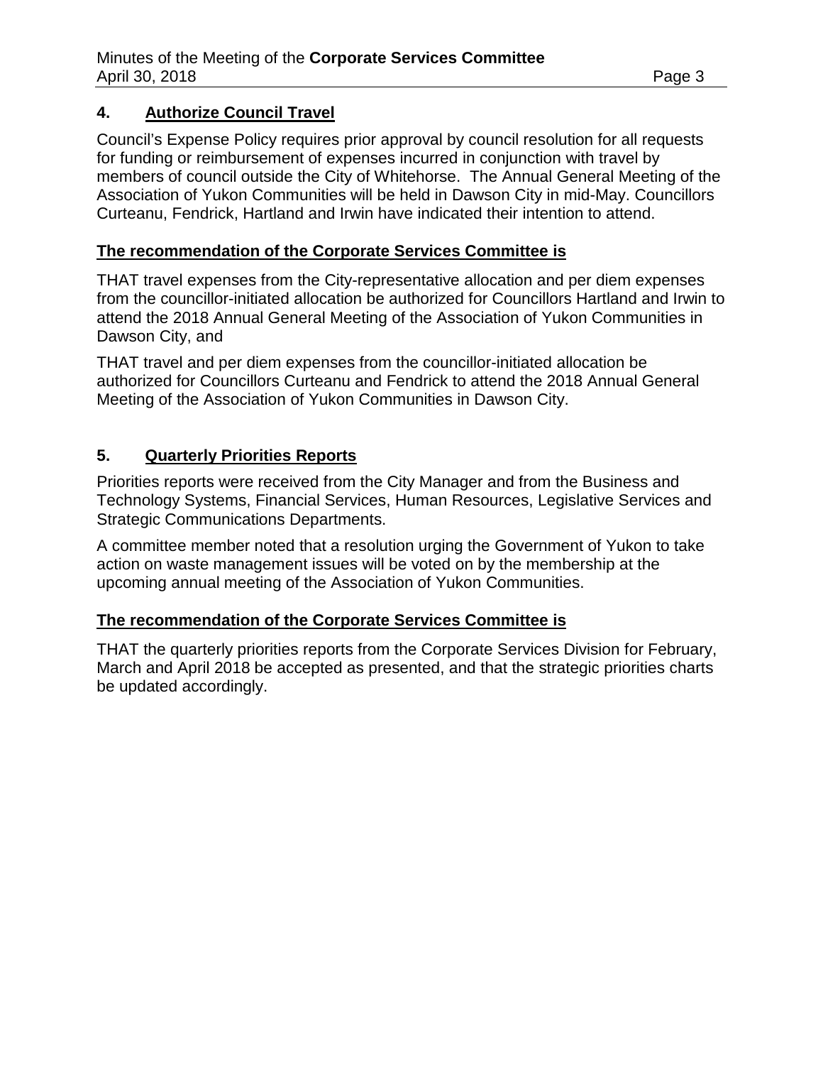## 4. Authorize Council Travel

Council's Expense Policy requires prior approval by council resolution for all requests for funding or reimbursement of expenses incurred in conjunction with travel by members of council outside the City of Whitehorse. The Annual General Meeting of the Association of Yukon Communities will be held in Dawson City in mid-May. Councillors Curteanu, Fendrick, Hartland and Irwin have indicated their intention to attend.

**The recommendation of the Corporate Services Committee is**

THAT travel expenses from the City-representative allocation and per diem expenses from the councillor-initiated allocation be authorized for Councillors Hartland and Irwin to attend the 2018 Annual General Meeting of the Association of Yukon Communities in Dawson City, and

THAT travel and per diem expenses from the councillor-initiated allocation be authorized for Councillors Curteanu and Fendrick to attend the 2018 Annual General Meeting of the Association of Yukon Communities in Dawson City.

## 5. Quarterly Priorities Reports

Priorities reports were received from the City Manager and from the Business and Technology Systems, Financial Services, Human Resources, Legislative Services and Strategic Communications Departments.

A committee member noted that a resolution urging the Government of Yukon to take action on waste management issues will be voted on by the membership at the upcoming annual meeting of the Association of Yukon Communities.

**The recommendation of the Corporate Services Committee is**

THAT the quarterly priorities reports from the Corporate Services Division for February, March and April 2018 be accepted as presented, and that the strategic priorities charts be updated accordingly.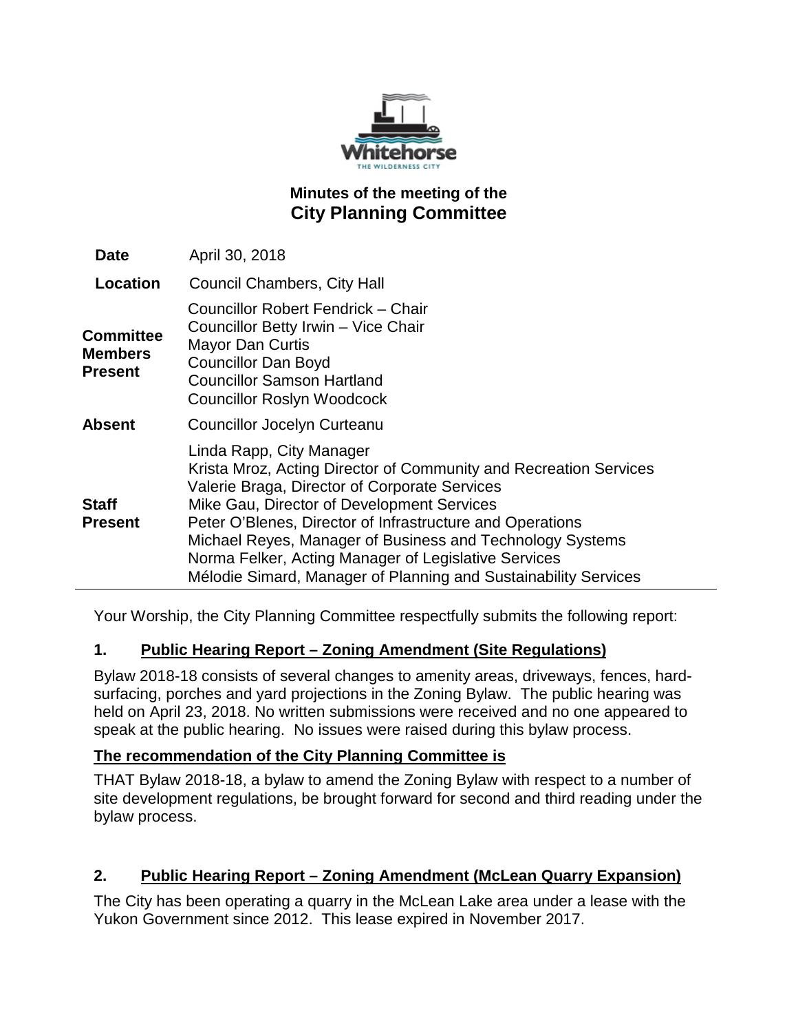# Minutes of the meeting of the City Planning Committee

| | |
|---|---|
| **Date** | April 30, 2018 |
| **Location** | Council Chambers, City Hall |
| **Committee Members Present** | Councillor Robert Fendrick – Chair<br>Councillor Betty Irwin – Vice Chair<br>Mayor Dan Curtis<br>Councillor Dan Boyd<br>Councillor Samson Hartland<br>Councillor Roslyn Woodcock |
| **Absent** | Councillor Jocelyn Curteanu |
| **Staff Present** | Linda Rapp, City Manager<br>Krista Mroz, Acting Director of Community and Recreation Services<br>Valerie Braga, Director of Corporate Services<br>Mike Gau, Director of Development Services<br>Peter O'Blenes, Director of Infrastructure and Operations<br>Michael Reyes, Manager of Business and Technology Systems<br>Norma Felker, Acting Manager of Legislative Services<br>Mélodie Simard, Manager of Planning and Sustainability Services |

Your Worship, the City Planning Committee respectfully submits the following report:

## 1. Public Hearing Report – Zoning Amendment (Site Regulations)

Bylaw 2018-18 consists of several changes to amenity areas, driveways, fences, hard-surfacing, porches and yard projections in the Zoning Bylaw. The public hearing was held on April 23, 2018. No written submissions were received and no one appeared to speak at the public hearing. No issues were raised during this bylaw process.

**The recommendation of the City Planning Committee is**

THAT Bylaw 2018-18, a bylaw to amend the Zoning Bylaw with respect to a number of site development regulations, be brought forward for second and third reading under the bylaw process.

## 2. Public Hearing Report – Zoning Amendment (McLean Quarry Expansion)

The City has been operating a quarry in the McLean Lake area under a lease with the Yukon Government since 2012. This lease expired in November 2017.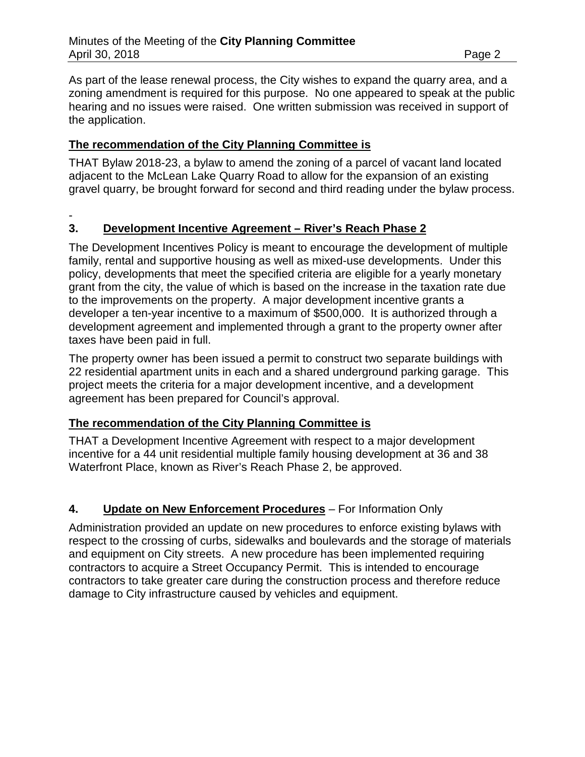As part of the lease renewal process, the City wishes to expand the quarry area, and a zoning amendment is required for this purpose. No one appeared to speak at the public hearing and no issues were raised. One written submission was received in support of the application.

**The recommendation of the City Planning Committee is**

THAT Bylaw 2018-23, a bylaw to amend the zoning of a parcel of vacant land located adjacent to the McLean Lake Quarry Road to allow for the expansion of an existing gravel quarry, be brought forward for second and third reading under the bylaw process.

-

## 3. Development Incentive Agreement – River's Reach Phase 2

The Development Incentives Policy is meant to encourage the development of multiple family, rental and supportive housing as well as mixed-use developments. Under this policy, developments that meet the specified criteria are eligible for a yearly monetary grant from the city, the value of which is based on the increase in the taxation rate due to the improvements on the property. A major development incentive grants a developer a ten-year incentive to a maximum of $500,000. It is authorized through a development agreement and implemented through a grant to the property owner after taxes have been paid in full.

The property owner has been issued a permit to construct two separate buildings with 22 residential apartment units in each and a shared underground parking garage. This project meets the criteria for a major development incentive, and a development agreement has been prepared for Council's approval.

**The recommendation of the City Planning Committee is**

THAT a Development Incentive Agreement with respect to a major development incentive for a 44 unit residential multiple family housing development at 36 and 38 Waterfront Place, known as River's Reach Phase 2, be approved.

## 4. Update on New Enforcement Procedures – For Information Only

Administration provided an update on new procedures to enforce existing bylaws with respect to the crossing of curbs, sidewalks and boulevards and the storage of materials and equipment on City streets. A new procedure has been implemented requiring contractors to acquire a Street Occupancy Permit. This is intended to encourage contractors to take greater care during the construction process and therefore reduce damage to City infrastructure caused by vehicles and equipment.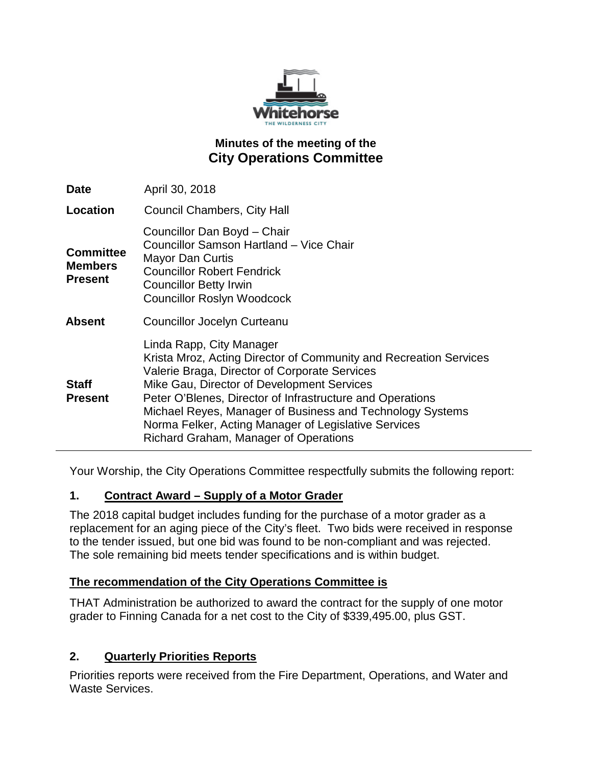# Minutes of the meeting of the
## City Operations Committee

| | |
|---|---|
| **Date** | April 30, 2018 |
| **Location** | Council Chambers, City Hall |
| **Committee Members Present** | Councillor Dan Boyd – Chair<br>Councillor Samson Hartland – Vice Chair<br>Mayor Dan Curtis<br>Councillor Robert Fendrick<br>Councillor Betty Irwin<br>Councillor Roslyn Woodcock |
| **Absent** | Councillor Jocelyn Curteanu |
| **Staff Present** | Linda Rapp, City Manager<br>Krista Mroz, Acting Director of Community and Recreation Services<br>Valerie Braga, Director of Corporate Services<br>Mike Gau, Director of Development Services<br>Peter O'Blenes, Director of Infrastructure and Operations<br>Michael Reyes, Manager of Business and Technology Systems<br>Norma Felker, Acting Manager of Legislative Services<br>Richard Graham, Manager of Operations |

Your Worship, the City Operations Committee respectfully submits the following report:

## 1. Contract Award – Supply of a Motor Grader

The 2018 capital budget includes funding for the purchase of a motor grader as a replacement for an aging piece of the City's fleet. Two bids were received in response to the tender issued, but one bid was found to be non-compliant and was rejected. The sole remaining bid meets tender specifications and is within budget.

**The recommendation of the City Operations Committee is**

THAT Administration be authorized to award the contract for the supply of one motor grader to Finning Canada for a net cost to the City of $339,495.00, plus GST.

## 2. Quarterly Priorities Reports

Priorities reports were received from the Fire Department, Operations, and Water and Waste Services.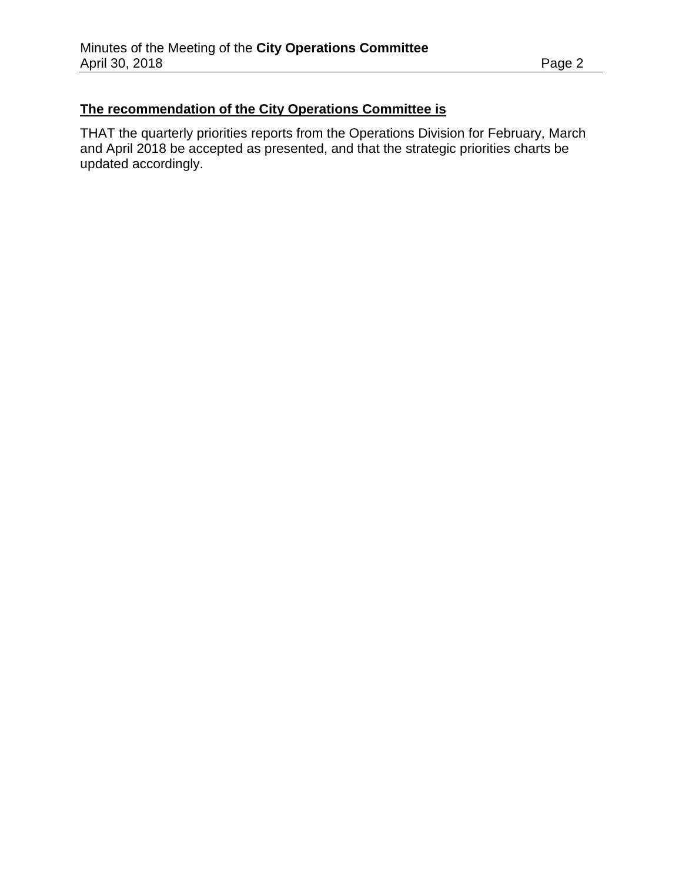**The recommendation of the City Operations Committee is**

THAT the quarterly priorities reports from the Operations Division for February, March and April 2018 be accepted as presented, and that the strategic priorities charts be updated accordingly.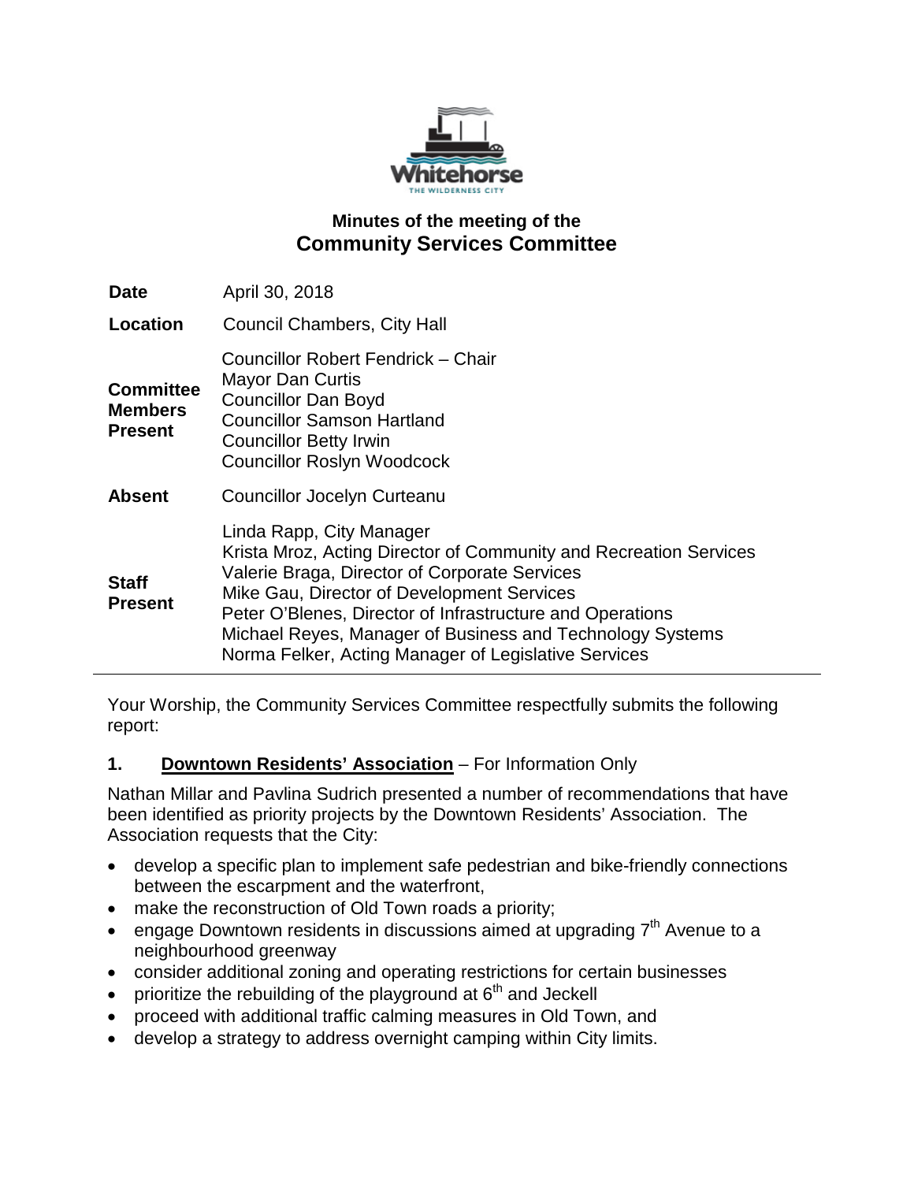## Minutes of the meeting of the
# Community Services Committee

| | |
|---|---|
| **Date** | April 30, 2018 |
| **Location** | Council Chambers, City Hall |
| **Committee Members Present** | Councillor Robert Fendrick – Chair<br>Mayor Dan Curtis<br>Councillor Dan Boyd<br>Councillor Samson Hartland<br>Councillor Betty Irwin<br>Councillor Roslyn Woodcock |
| **Absent** | Councillor Jocelyn Curteanu |
| **Staff Present** | Linda Rapp, City Manager<br>Krista Mroz, Acting Director of Community and Recreation Services<br>Valerie Braga, Director of Corporate Services<br>Mike Gau, Director of Development Services<br>Peter O'Blenes, Director of Infrastructure and Operations<br>Michael Reyes, Manager of Business and Technology Systems<br>Norma Felker, Acting Manager of Legislative Services |

Your Worship, the Community Services Committee respectfully submits the following report:

**1. Downtown Residents' Association** – For Information Only

Nathan Millar and Pavlina Sudrich presented a number of recommendations that have been identified as priority projects by the Downtown Residents' Association. The Association requests that the City:

- develop a specific plan to implement safe pedestrian and bike-friendly connections between the escarpment and the waterfront,
- make the reconstruction of Old Town roads a priority;
- engage Downtown residents in discussions aimed at upgrading 7th Avenue to a neighbourhood greenway
- consider additional zoning and operating restrictions for certain businesses
- prioritize the rebuilding of the playground at 6th and Jeckell
- proceed with additional traffic calming measures in Old Town, and
- develop a strategy to address overnight camping within City limits.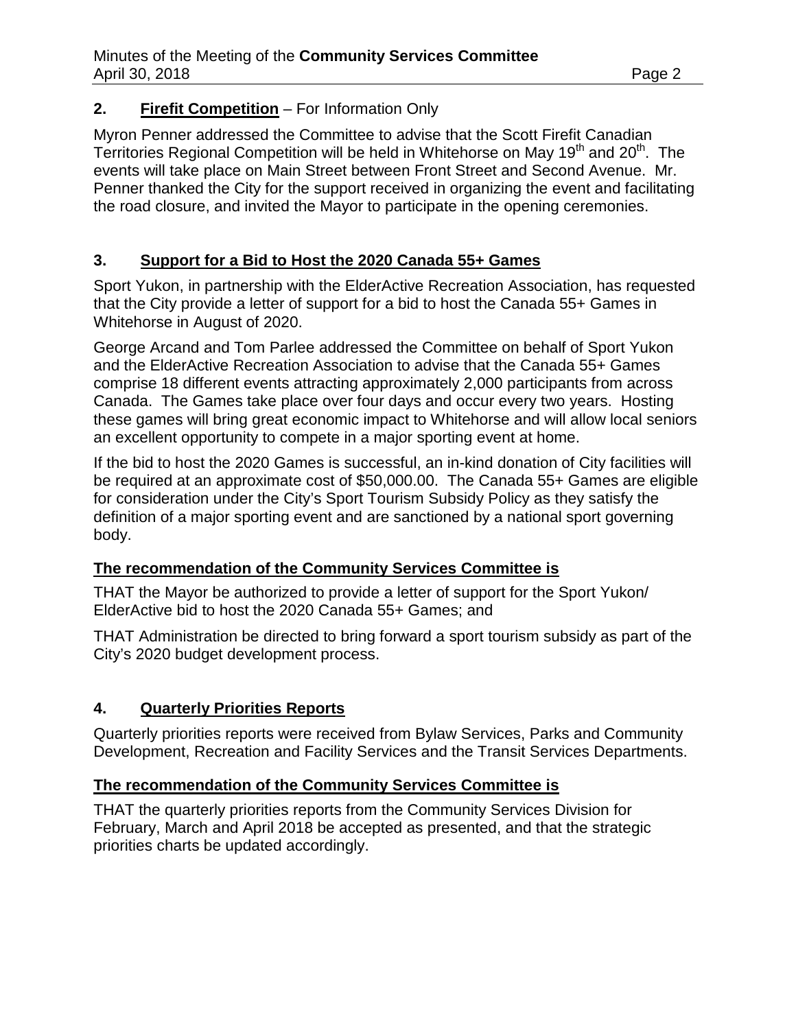## 2. **Firefit Competition** – For Information Only

Myron Penner addressed the Committee to advise that the Scott Firefit Canadian Territories Regional Competition will be held in Whitehorse on May 19th and 20th. The events will take place on Main Street between Front Street and Second Avenue. Mr. Penner thanked the City for the support received in organizing the event and facilitating the road closure, and invited the Mayor to participate in the opening ceremonies.

## 3. **Support for a Bid to Host the 2020 Canada 55+ Games**

Sport Yukon, in partnership with the ElderActive Recreation Association, has requested that the City provide a letter of support for a bid to host the Canada 55+ Games in Whitehorse in August of 2020.

George Arcand and Tom Parlee addressed the Committee on behalf of Sport Yukon and the ElderActive Recreation Association to advise that the Canada 55+ Games comprise 18 different events attracting approximately 2,000 participants from across Canada. The Games take place over four days and occur every two years. Hosting these games will bring great economic impact to Whitehorse and will allow local seniors an excellent opportunity to compete in a major sporting event at home.

If the bid to host the 2020 Games is successful, an in-kind donation of City facilities will be required at an approximate cost of $50,000.00. The Canada 55+ Games are eligible for consideration under the City's Sport Tourism Subsidy Policy as they satisfy the definition of a major sporting event and are sanctioned by a national sport governing body.

**The recommendation of the Community Services Committee is**

THAT the Mayor be authorized to provide a letter of support for the Sport Yukon/ ElderActive bid to host the 2020 Canada 55+ Games; and

THAT Administration be directed to bring forward a sport tourism subsidy as part of the City's 2020 budget development process.

## 4. **Quarterly Priorities Reports**

Quarterly priorities reports were received from Bylaw Services, Parks and Community Development, Recreation and Facility Services and the Transit Services Departments.

**The recommendation of the Community Services Committee is**

THAT the quarterly priorities reports from the Community Services Division for February, March and April 2018 be accepted as presented, and that the strategic priorities charts be updated accordingly.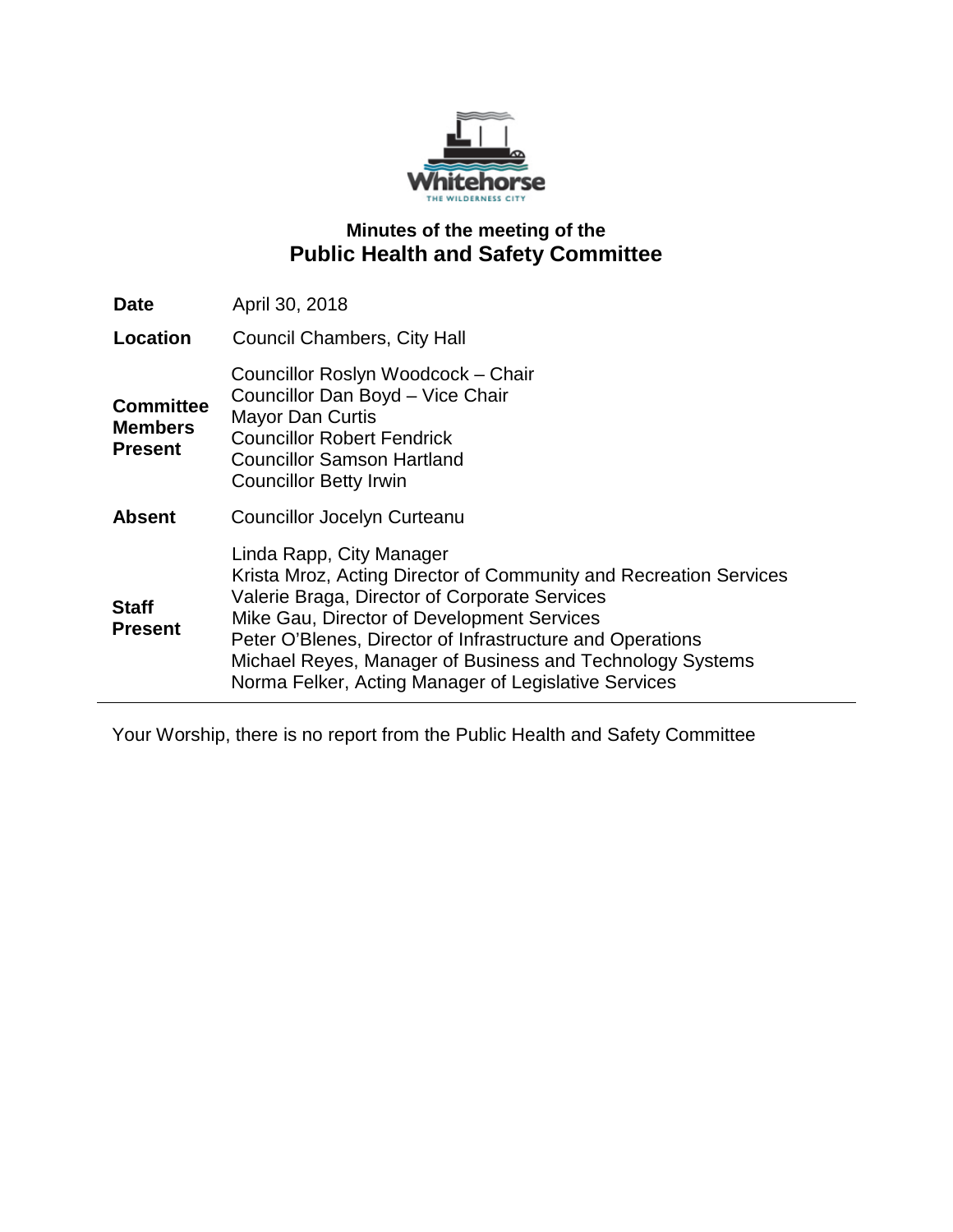## Minutes of the meeting of the
# Public Health and Safety Committee

| | |
|---|---|
| **Date** | April 30, 2018 |
| **Location** | Council Chambers, City Hall |
| **Committee Members Present** | Councillor Roslyn Woodcock – Chair<br>Councillor Dan Boyd – Vice Chair<br>Mayor Dan Curtis<br>Councillor Robert Fendrick<br>Councillor Samson Hartland<br>Councillor Betty Irwin |
| **Absent** | Councillor Jocelyn Curteanu |
| **Staff Present** | Linda Rapp, City Manager<br>Krista Mroz, Acting Director of Community and Recreation Services<br>Valerie Braga, Director of Corporate Services<br>Mike Gau, Director of Development Services<br>Peter O'Blenes, Director of Infrastructure and Operations<br>Michael Reyes, Manager of Business and Technology Systems<br>Norma Felker, Acting Manager of Legislative Services |

Your Worship, there is no report from the Public Health and Safety Committee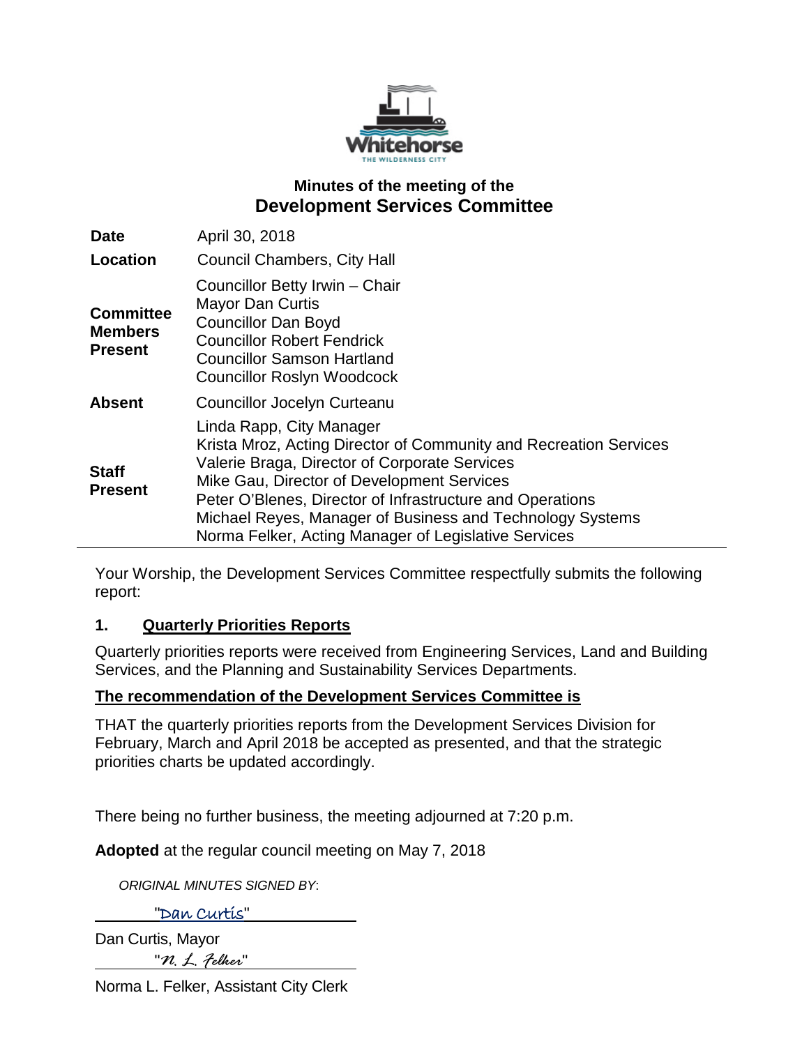Whitehorse
THE WILDERNESS CITY

## Minutes of the meeting of the
# Development Services Committee

| | |
|---|---|
| **Date** | April 30, 2018 |
| **Location** | Council Chambers, City Hall |
| **Committee Members Present** | Councillor Betty Irwin – Chair<br>Mayor Dan Curtis<br>Councillor Dan Boyd<br>Councillor Robert Fendrick<br>Councillor Samson Hartland<br>Councillor Roslyn Woodcock |
| **Absent** | Councillor Jocelyn Curteanu |
| **Staff Present** | Linda Rapp, City Manager<br>Krista Mroz, Acting Director of Community and Recreation Services<br>Valerie Braga, Director of Corporate Services<br>Mike Gau, Director of Development Services<br>Peter O'Blenes, Director of Infrastructure and Operations<br>Michael Reyes, Manager of Business and Technology Systems<br>Norma Felker, Acting Manager of Legislative Services |

Your Worship, the Development Services Committee respectfully submits the following report:

## 1. Quarterly Priorities Reports

Quarterly priorities reports were received from Engineering Services, Land and Building Services, and the Planning and Sustainability Services Departments.

**The recommendation of the Development Services Committee is**

THAT the quarterly priorities reports from the Development Services Division for February, March and April 2018 be accepted as presented, and that the strategic priorities charts be updated accordingly.

There being no further business, the meeting adjourned at 7:20 p.m.

**Adopted** at the regular council meeting on May 7, 2018

*ORIGINAL MINUTES SIGNED BY*:

"Dan Curtis"

Dan Curtis, Mayor

"*N. L. Felker*"

Norma L. Felker, Assistant City Clerk